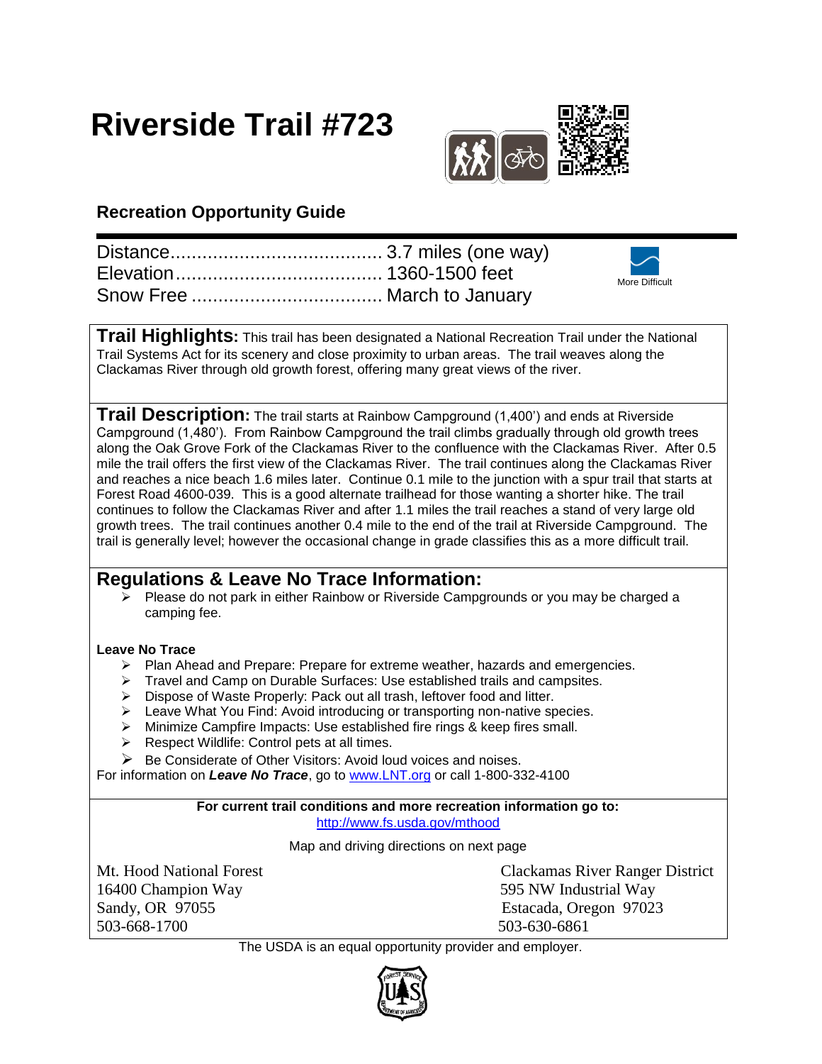# Riverside Trail #723

## Recreation Opportunity Guide

Distance....................................... 3.7 miles (one way)
Elevation...................................... 1360-1500 feet
Snow Free .................................... March to January

More Difficult

**Trail Highlights:** This trail has been designated a National Recreation Trail under the National Trail Systems Act for its scenery and close proximity to urban areas. The trail weaves along the Clackamas River through old growth forest, offering many great views of the river.

**Trail Description:** The trail starts at Rainbow Campground (1,400') and ends at Riverside Campground (1,480'). From Rainbow Campground the trail climbs gradually through old growth trees along the Oak Grove Fork of the Clackamas River to the confluence with the Clackamas River. After 0.5 mile the trail offers the first view of the Clackamas River. The trail continues along the Clackamas River and reaches a nice beach 1.6 miles later. Continue 0.1 mile to the junction with a spur trail that starts at Forest Road 4600-039. This is a good alternate trailhead for those wanting a shorter hike. The trail continues to follow the Clackamas River and after 1.1 miles the trail reaches a stand of very large old growth trees. The trail continues another 0.4 mile to the end of the trail at Riverside Campground. The trail is generally level; however the occasional change in grade classifies this as a more difficult trail.

## Regulations & Leave No Trace Information:

- Please do not park in either Rainbow or Riverside Campgrounds or you may be charged a camping fee.

**Leave No Trace**

- Plan Ahead and Prepare: Prepare for extreme weather, hazards and emergencies.
- Travel and Camp on Durable Surfaces: Use established trails and campsites.
- Dispose of Waste Properly: Pack out all trash, leftover food and litter.
- Leave What You Find: Avoid introducing or transporting non-native species.
- Minimize Campfire Impacts: Use established fire rings & keep fires small.
- Respect Wildlife: Control pets at all times.
- Be Considerate of Other Visitors: Avoid loud voices and noises.

For information on ***Leave No Trace***, go to www.LNT.org or call 1-800-332-4100

**For current trail conditions and more recreation information go to:**
http://www.fs.usda.gov/mthood

Map and driving directions on next page

Mt. Hood National Forest
16400 Champion Way
Sandy, OR 97055
503-668-1700

Clackamas River Ranger District
595 NW Industrial Way
Estacada, Oregon 97023
503-630-6861

The USDA is an equal opportunity provider and employer.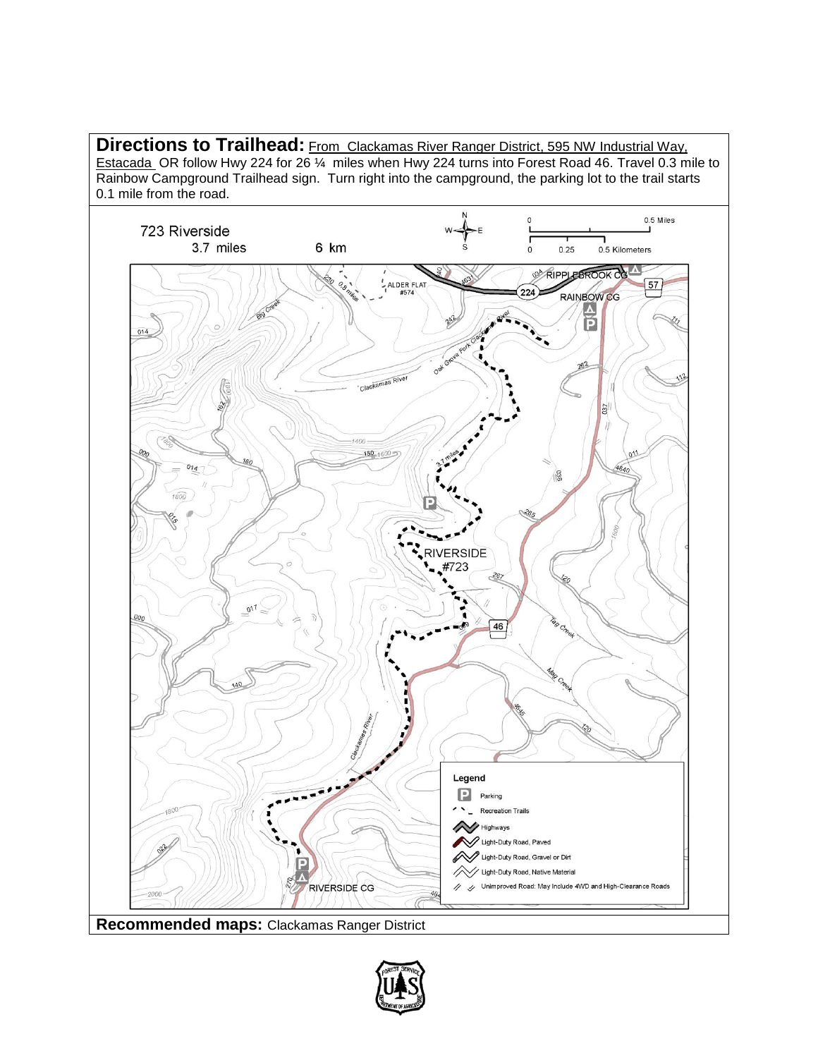**Directions to Trailhead:** From Clackamas River Ranger District, 595 NW Industrial Way, Estacada OR follow Hwy 224 for 26 ¼ miles when Hwy 224 turns into Forest Road 46. Travel 0.3 mile to Rainbow Campground Trailhead sign. Turn right into the campground, the parking lot to the trail starts 0.1 mile from the road.

723 Riverside

3.7 miles

6 km

0 0.5 Miles

0 0.25 0.5 Kilometers

Legend

Parking

Recreation Trails

Highways

Light-Duty Road, Paved

Light-Duty Road, Gravel or Dirt

Light-Duty Road, Native Material

Unimproved Road: May Include 4WD and High-Clearance Roads

**Recommended maps:** Clackamas Ranger District